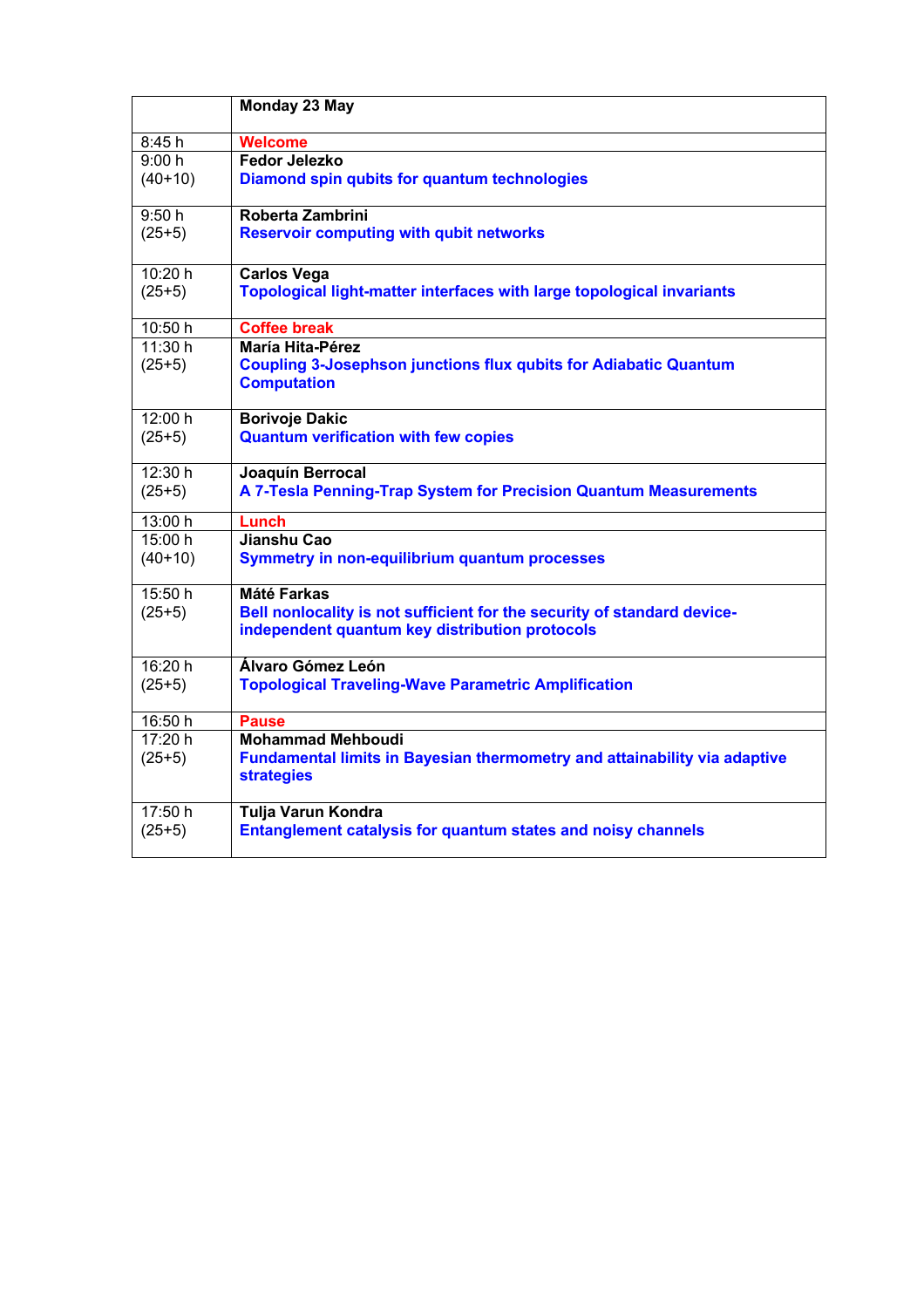| | Monday 23 May |
|---|---|
| 8:45 h | Welcome |
| 9:00 h (40+10) | **Fedor Jelezko** Diamond spin qubits for quantum technologies |
| 9:50 h (25+5) | **Roberta Zambrini** Reservoir computing with qubit networks |
| 10:20 h (25+5) | **Carlos Vega** Topological light-matter interfaces with large topological invariants |
| 10:50 h | Coffee break |
| 11:30 h (25+5) | **María Hita-Pérez** Coupling 3-Josephson junctions flux qubits for Adiabatic Quantum Computation |
| 12:00 h (25+5) | **Borivoje Dakic** Quantum verification with few copies |
| 12:30 h (25+5) | **Joaquín Berrocal** A 7-Tesla Penning-Trap System for Precision Quantum Measurements |
| 13:00 h | Lunch |
| 15:00 h (40+10) | **Jianshu Cao** Symmetry in non-equilibrium quantum processes |
| 15:50 h (25+5) | **Máté Farkas** Bell nonlocality is not sufficient for the security of standard device-independent quantum key distribution protocols |
| 16:20 h (25+5) | **Álvaro Gómez León** Topological Traveling-Wave Parametric Amplification |
| 16:50 h | Pause |
| 17:20 h (25+5) | **Mohammad Mehboudi** Fundamental limits in Bayesian thermometry and attainability via adaptive strategies |
| 17:50 h (25+5) | **Tulja Varun Kondra** Entanglement catalysis for quantum states and noisy channels |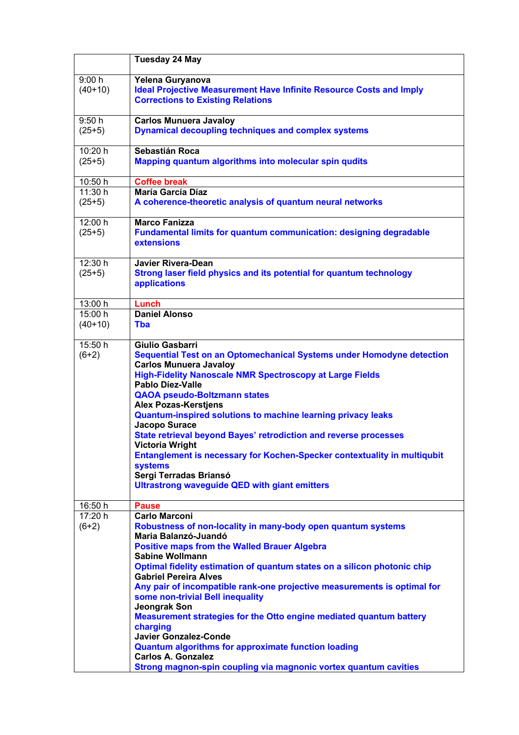| | Tuesday 24 May |
|---|---|
| 9:00 h (40+10) | **Yelena Guryanova** Ideal Projective Measurement Have Infinite Resource Costs and Imply Corrections to Existing Relations |
| 9:50 h (25+5) | **Carlos Munuera Javaloy** Dynamical decoupling techniques and complex systems |
| 10:20 h (25+5) | **Sebastián Roca** Mapping quantum algorithms into molecular spin qudits |
| 10:50 h | Coffee break |
| 11:30 h (25+5) | **María García Díaz** A coherence-theoretic analysis of quantum neural networks |
| 12:00 h (25+5) | **Marco Fanizza** Fundamental limits for quantum communication: designing degradable extensions |
| 12:30 h (25+5) | **Javier Rivera-Dean** Strong laser field physics and its potential for quantum technology applications |
| 13:00 h | Lunch |
| 15:00 h (40+10) | **Daniel Alonso** Tba |
| 15:50 h (6+2) | **Giulio Gasbarri** Sequential Test on an Optomechanical Systems under Homodyne detection **Carlos Munuera Javaloy** High-Fidelity Nanoscale NMR Spectroscopy at Large Fields **Pablo Díez-Valle** QAOA pseudo-Boltzmann states **Alex Pozas-Kerstjens** Quantum-inspired solutions to machine learning privacy leaks **Jacopo Surace** State retrieval beyond Bayes' retrodiction and reverse processes **Victoria Wright** Entanglement is necessary for Kochen-Specker contextuality in multiqubit systems **Sergi Terradas Briansó** Ultrastrong waveguide QED with giant emitters |
| 16:50 h | Pause |
| 17:20 h (6+2) | **Carlo Marconi** Robustness of non-locality in many-body open quantum systems **Maria Balanzó-Juandó** Positive maps from the Walled Brauer Algebra **Sabine Wollmann** Optimal fidelity estimation of quantum states on a silicon photonic chip **Gabriel Pereira Alves** Any pair of incompatible rank-one projective measurements is optimal for some non-trivial Bell inequality **Jeongrak Son** Measurement strategies for the Otto engine mediated quantum battery charging **Javier Gonzalez-Conde** Quantum algorithms for approximate function loading **Carlos A. Gonzalez** Strong magnon-spin coupling via magnonic vortex quantum cavities |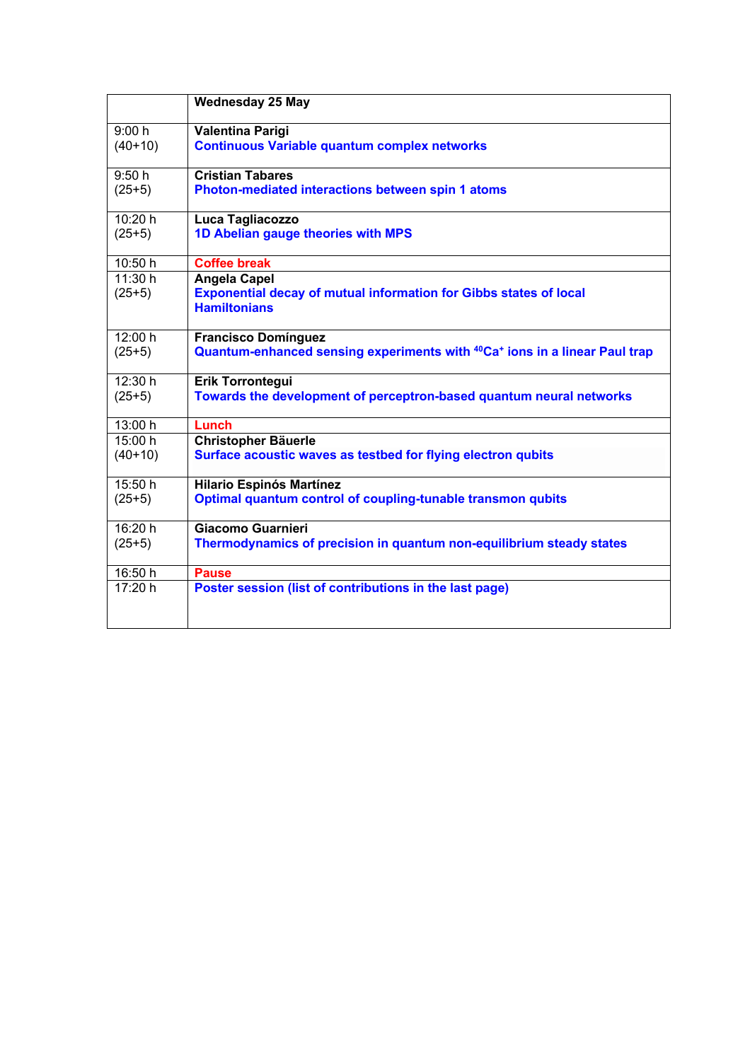| | **Wednesday 25 May** |
|---|---|
| 9:00 h (40+10) | **Valentina Parigi** **Continuous Variable quantum complex networks** |
| 9:50 h (25+5) | **Cristian Tabares** **Photon-mediated interactions between spin 1 atoms** |
| 10:20 h (25+5) | **Luca Tagliacozzo** **1D Abelian gauge theories with MPS** |
| 10:50 h | **Coffee break** |
| 11:30 h (25+5) | **Angela Capel** **Exponential decay of mutual information for Gibbs states of local Hamiltonians** |
| 12:00 h (25+5) | **Francisco Domínguez** **Quantum-enhanced sensing experiments with $^{40}Ca^{+}$ ions in a linear Paul trap** |
| 12:30 h (25+5) | **Erik Torrontegui** **Towards the development of perceptron-based quantum neural networks** |
| 13:00 h | **Lunch** |
| 15:00 h (40+10) | **Christopher Bäuerle** **Surface acoustic waves as testbed for flying electron qubits** |
| 15:50 h (25+5) | **Hilario Espinós Martínez** **Optimal quantum control of coupling-tunable transmon qubits** |
| 16:20 h (25+5) | **Giacomo Guarnieri** **Thermodynamics of precision in quantum non-equilibrium steady states** |
| 16:50 h | **Pause** |
| 17:20 h | **Poster session (list of contributions in the last page)** |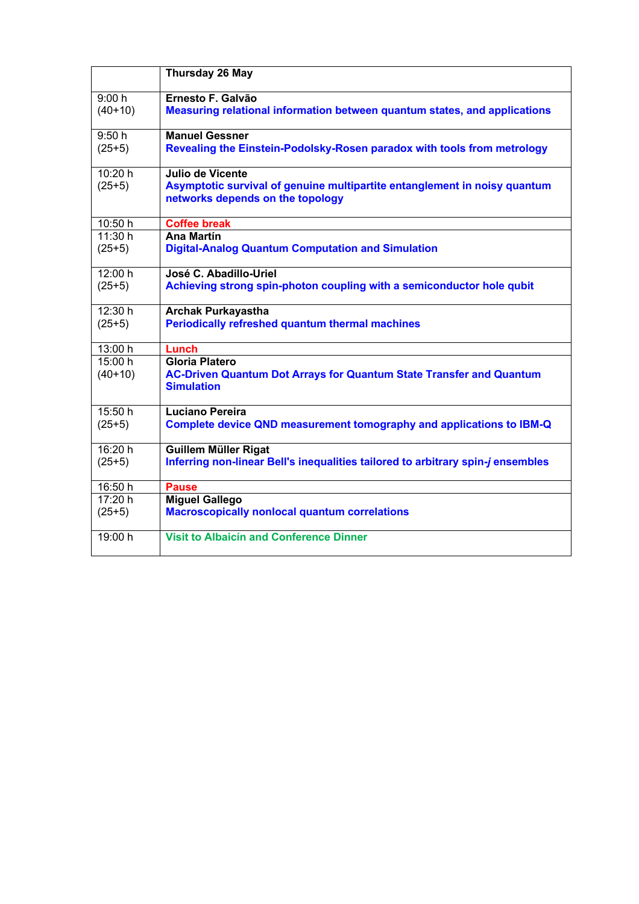| | **Thursday 26 May** |
|---|---|
| 9:00 h (40+10) | **Ernesto F. Galvão**<br>**Measuring relational information between quantum states, and applications** |
| 9:50 h (25+5) | **Manuel Gessner**<br>**Revealing the Einstein-Podolsky-Rosen paradox with tools from metrology** |
| 10:20 h (25+5) | **Julio de Vicente**<br>**Asymptotic survival of genuine multipartite entanglement in noisy quantum networks depends on the topology** |
| 10:50 h | **Coffee break** |
| 11:30 h (25+5) | **Ana Martín**<br>**Digital-Analog Quantum Computation and Simulation** |
| 12:00 h (25+5) | **José C. Abadillo-Uriel**<br>**Achieving strong spin-photon coupling with a semiconductor hole qubit** |
| 12:30 h (25+5) | **Archak Purkayastha**<br>**Periodically refreshed quantum thermal machines** |
| 13:00 h | **Lunch** |
| 15:00 h (40+10) | **Gloria Platero**<br>**AC-Driven Quantum Dot Arrays for Quantum State Transfer and Quantum Simulation** |
| 15:50 h (25+5) | **Luciano Pereira**<br>**Complete device QND measurement tomography and applications to IBM-Q** |
| 16:20 h (25+5) | **Guillem Müller Rigat**<br>**Inferring non-linear Bell's inequalities tailored to arbitrary spin-*j* ensembles** |
| 16:50 h | **Pause** |
| 17:20 h (25+5) | **Miguel Gallego**<br>**Macroscopically nonlocal quantum correlations** |
| 19:00 h | **Visit to Albaicín and Conference Dinner** |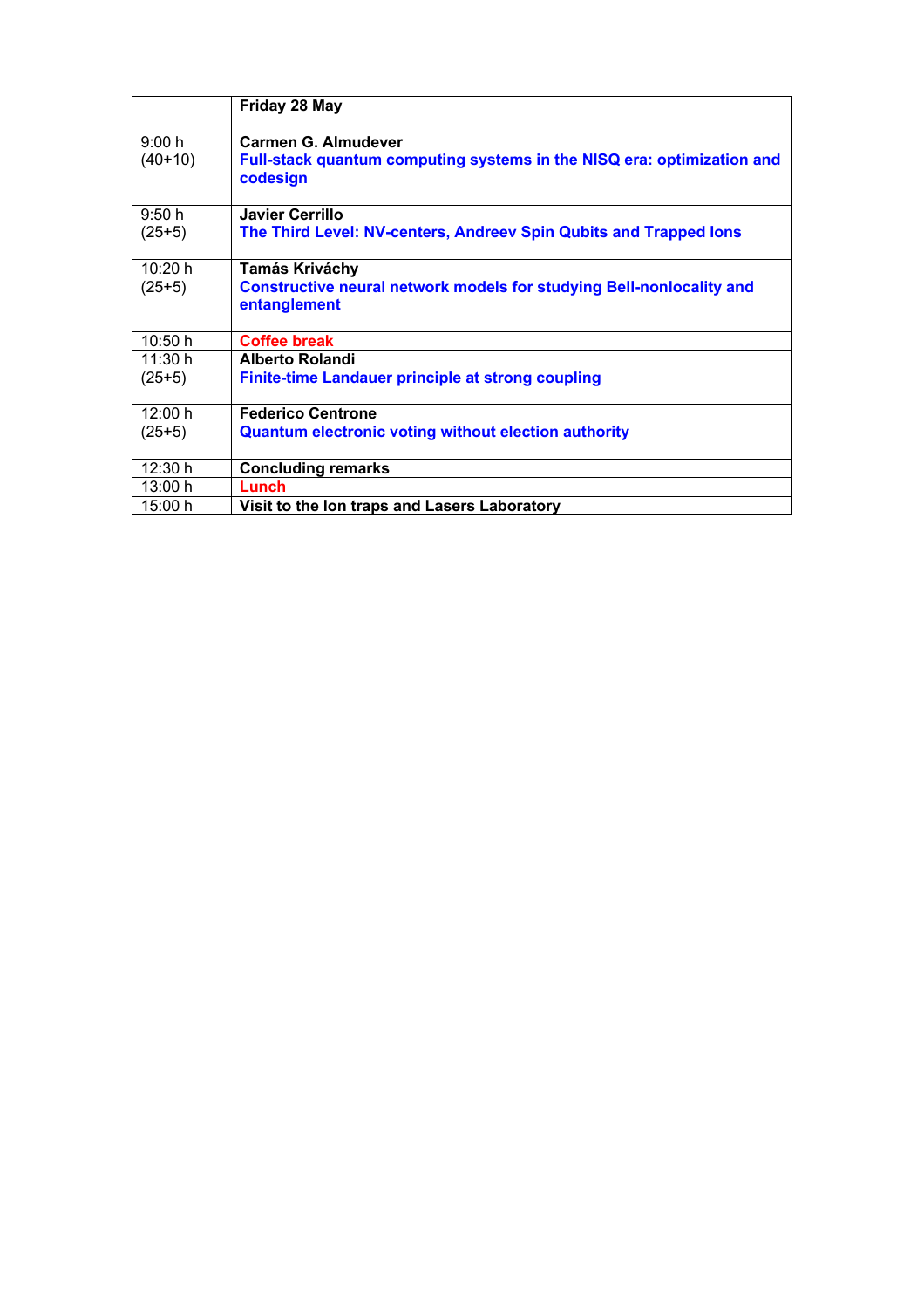| | Friday 28 May |
|---|---|
| 9:00 h (40+10) | **Carmen G. Almudever** **Full-stack quantum computing systems in the NISQ era: optimization and codesign** |
| 9:50 h (25+5) | **Javier Cerrillo** **The Third Level: NV-centers, Andreev Spin Qubits and Trapped Ions** |
| 10:20 h (25+5) | **Tamás Kriváchy** **Constructive neural network models for studying Bell-nonlocality and entanglement** |
| 10:50 h | **Coffee break** |
| 11:30 h (25+5) | **Alberto Rolandi** **Finite-time Landauer principle at strong coupling** |
| 12:00 h (25+5) | **Federico Centrone** **Quantum electronic voting without election authority** |
| 12:30 h | **Concluding remarks** |
| 13:00 h | **Lunch** |
| 15:00 h | **Visit to the Ion traps and Lasers Laboratory** |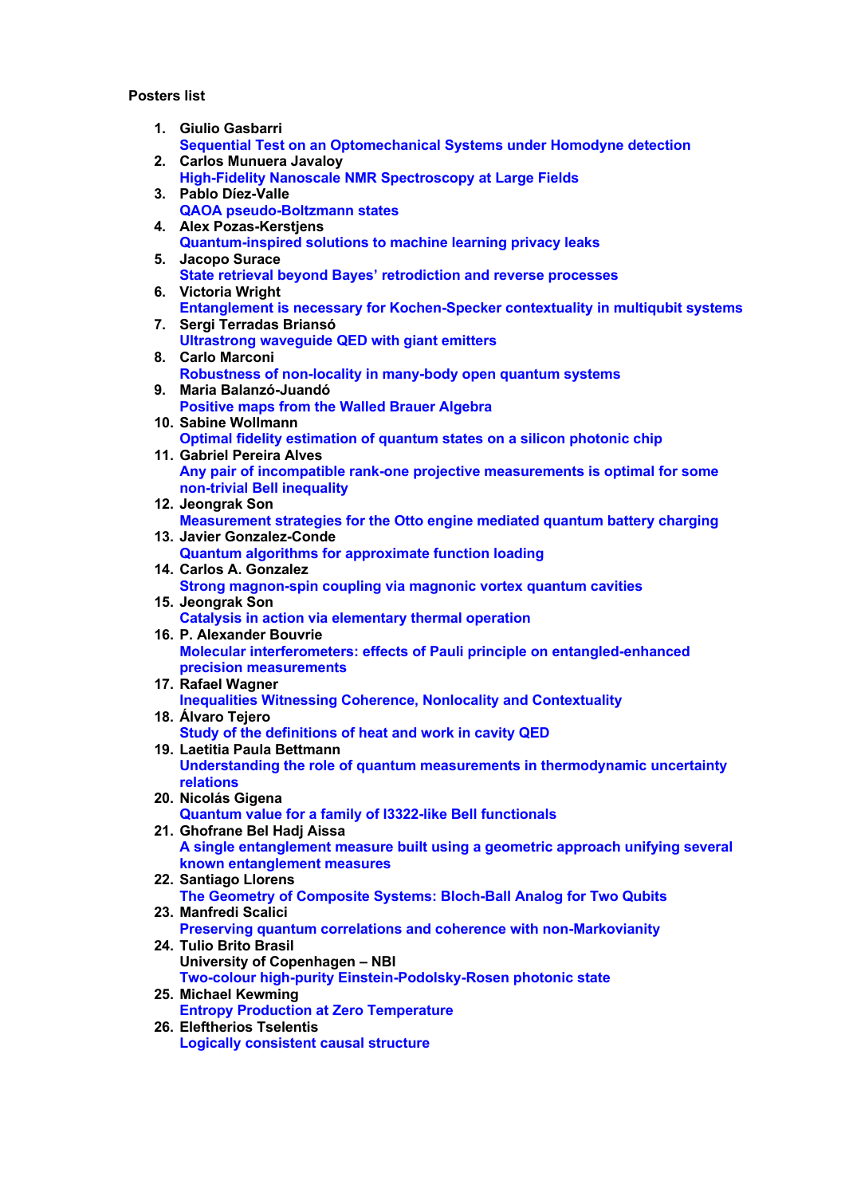**Posters list**

1. **Giulio Gasbarri**
   **Sequential Test on an Optomechanical Systems under Homodyne detection**
2. **Carlos Munuera Javaloy**
   **High-Fidelity Nanoscale NMR Spectroscopy at Large Fields**
3. **Pablo Díez-Valle**
   **QAOA pseudo-Boltzmann states**
4. **Alex Pozas-Kerstjens**
   **Quantum-inspired solutions to machine learning privacy leaks**
5. **Jacopo Surace**
   **State retrieval beyond Bayes' retrodiction and reverse processes**
6. **Victoria Wright**
   **Entanglement is necessary for Kochen-Specker contextuality in multiqubit systems**
7. **Sergi Terradas Briansó**
   **Ultrastrong waveguide QED with giant emitters**
8. **Carlo Marconi**
   **Robustness of non-locality in many-body open quantum systems**
9. **Maria Balanzó-Juandó**
   **Positive maps from the Walled Brauer Algebra**
10. **Sabine Wollmann**
    **Optimal fidelity estimation of quantum states on a silicon photonic chip**
11. **Gabriel Pereira Alves**
    **Any pair of incompatible rank-one projective measurements is optimal for some non-trivial Bell inequality**
12. **Jeongrak Son**
    **Measurement strategies for the Otto engine mediated quantum battery charging**
13. **Javier Gonzalez-Conde**
    **Quantum algorithms for approximate function loading**
14. **Carlos A. Gonzalez**
    **Strong magnon-spin coupling via magnonic vortex quantum cavities**
15. **Jeongrak Son**
    **Catalysis in action via elementary thermal operation**
16. **P. Alexander Bouvrie**
    **Molecular interferometers: effects of Pauli principle on entangled-enhanced precision measurements**
17. **Rafael Wagner**
    **Inequalities Witnessing Coherence, Nonlocality and Contextuality**
18. **Álvaro Tejero**
    **Study of the definitions of heat and work in cavity QED**
19. **Laetitia Paula Bettmann**
    **Understanding the role of quantum measurements in thermodynamic uncertainty relations**
20. **Nicolás Gigena**
    **Quantum value for a family of I3322-like Bell functionals**
21. **Ghofrane Bel Hadj Aissa**
    **A single entanglement measure built using a geometric approach unifying several known entanglement measures**
22. **Santiago Llorens**
    **The Geometry of Composite Systems: Bloch-Ball Analog for Two Qubits**
23. **Manfredi Scalici**
    **Preserving quantum correlations and coherence with non-Markovianity**
24. **Tulio Brito Brasil**
    **University of Copenhagen – NBI**
    **Two-colour high-purity Einstein-Podolsky-Rosen photonic state**
25. **Michael Kewming**
    **Entropy Production at Zero Temperature**
26. **Eleftherios Tselentis**
    **Logically consistent causal structure**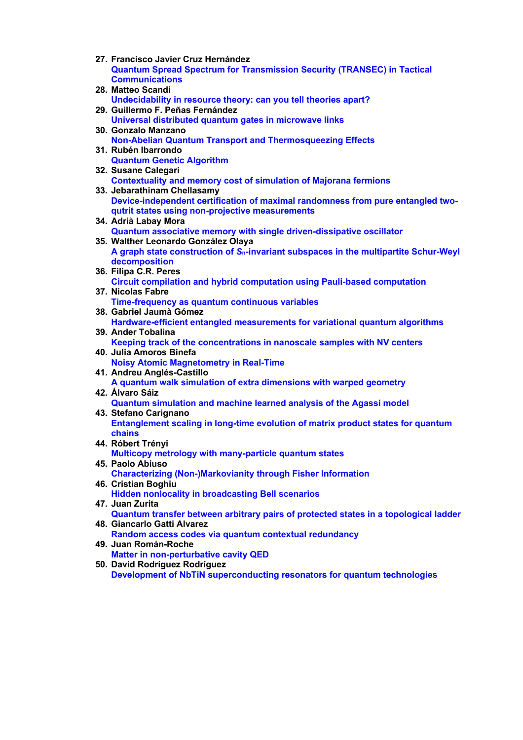27. **Francisco Javier Cruz Hernández**
    **Quantum Spread Spectrum for Transmission Security (TRANSEC) in Tactical Communications**
28. **Matteo Scandi**
    **Undecidability in resource theory: can you tell theories apart?**
29. **Guillermo F. Peñas Fernández**
    **Universal distributed quantum gates in microwave links**
30. **Gonzalo Manzano**
    **Non-Abelian Quantum Transport and Thermosqueezing Effects**
31. **Rubén Ibarrondo**
    **Quantum Genetic Algorithm**
32. **Susane Calegari**
    **Contextuality and memory cost of simulation of Majorana fermions**
33. **Jebarathinam Chellasamy**
    **Device-independent certification of maximal randomness from pure entangled two-qutrit states using non-projective measurements**
34. **Adrià Labay Mora**
    **Quantum associative memory with single driven-dissipative oscillator**
35. **Walther Leonardo González Olaya**
    **A graph state construction of $S_n$-invariant subspaces in the multipartite Schur-Weyl decomposition**
36. **Filipa C.R. Peres**
    **Circuit compilation and hybrid computation using Pauli-based computation**
37. **Nicolas Fabre**
    **Time-frequency as quantum continuous variables**
38. **Gabriel Jaumà Gómez**
    **Hardware-efficient entangled measurements for variational quantum algorithms**
39. **Ander Tobalina**
    **Keeping track of the concentrations in nanoscale samples with NV centers**
40. **Julia Amoros Binefa**
    **Noisy Atomic Magnetometry in Real-Time**
41. **Andreu Anglés-Castillo**
    **A quantum walk simulation of extra dimensions with warped geometry**
42. **Álvaro Sáiz**
    **Quantum simulation and machine learned analysis of the Agassi model**
43. **Stefano Carignano**
    **Entanglement scaling in long-time evolution of matrix product states for quantum chains**
44. **Róbert Trényi**
    **Multicopy metrology with many-particle quantum states**
45. **Paolo Abiuso**
    **Characterizing (Non-)Markovianity through Fisher Information**
46. **Cristian Boghiu**
    **Hidden nonlocality in broadcasting Bell scenarios**
47. **Juan Zurita**
    **Quantum transfer between arbitrary pairs of protected states in a topological ladder**
48. **Giancarlo Gatti Alvarez**
    **Random access codes via quantum contextual redundancy**
49. **Juan Román-Roche**
    **Matter in non-perturbative cavity QED**
50. **David Rodríguez Rodríguez**
    **Development of NbTiN superconducting resonators for quantum technologies**